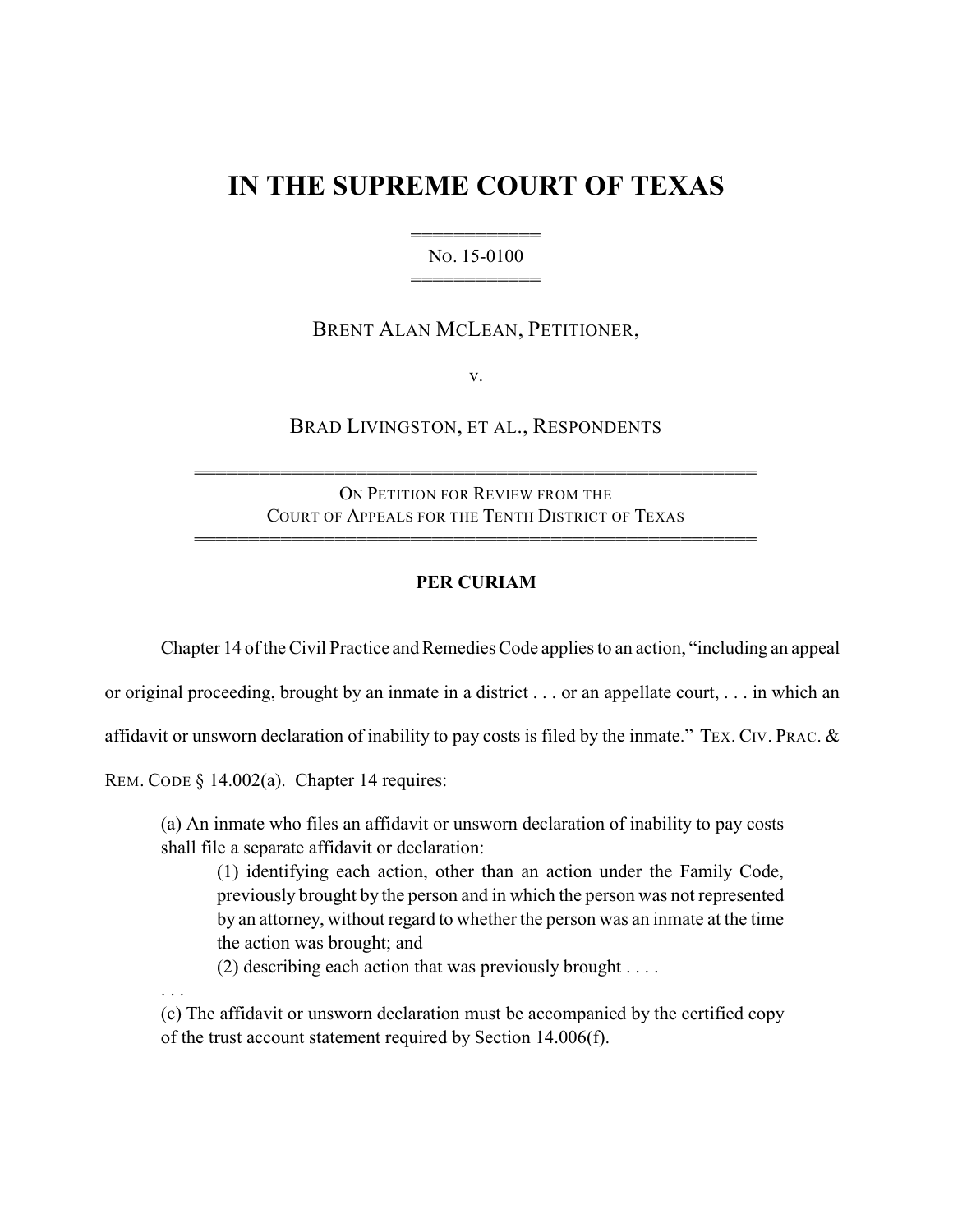# IN THE SUPREME COURT OF TEXAS

NO. 15-0100

BRENT ALAN MCLEAN, PETITIONER,

v.

BRAD LIVINGSTON, ET AL., RESPONDENTS

ON PETITION FOR REVIEW FROM THE
COURT OF APPEALS FOR THE TENTH DISTRICT OF TEXAS

**PER CURIAM**

Chapter 14 of the Civil Practice and Remedies Code applies to an action, "including an appeal or original proceeding, brought by an inmate in a district . . . or an appellate court, . . . in which an affidavit or unsworn declaration of inability to pay costs is filed by the inmate." TEX. CIV. PRAC. & REM. CODE § 14.002(a). Chapter 14 requires:

> (a) An inmate who files an affidavit or unsworn declaration of inability to pay costs shall file a separate affidavit or declaration:
>
> > (1) identifying each action, other than an action under the Family Code, previously brought by the person and in which the person was not represented by an attorney, without regard to whether the person was an inmate at the time the action was brought; and
> >
> > (2) describing each action that was previously brought . . . .
>
> . . .
>
> (c) The affidavit or unsworn declaration must be accompanied by the certified copy of the trust account statement required by Section 14.006(f).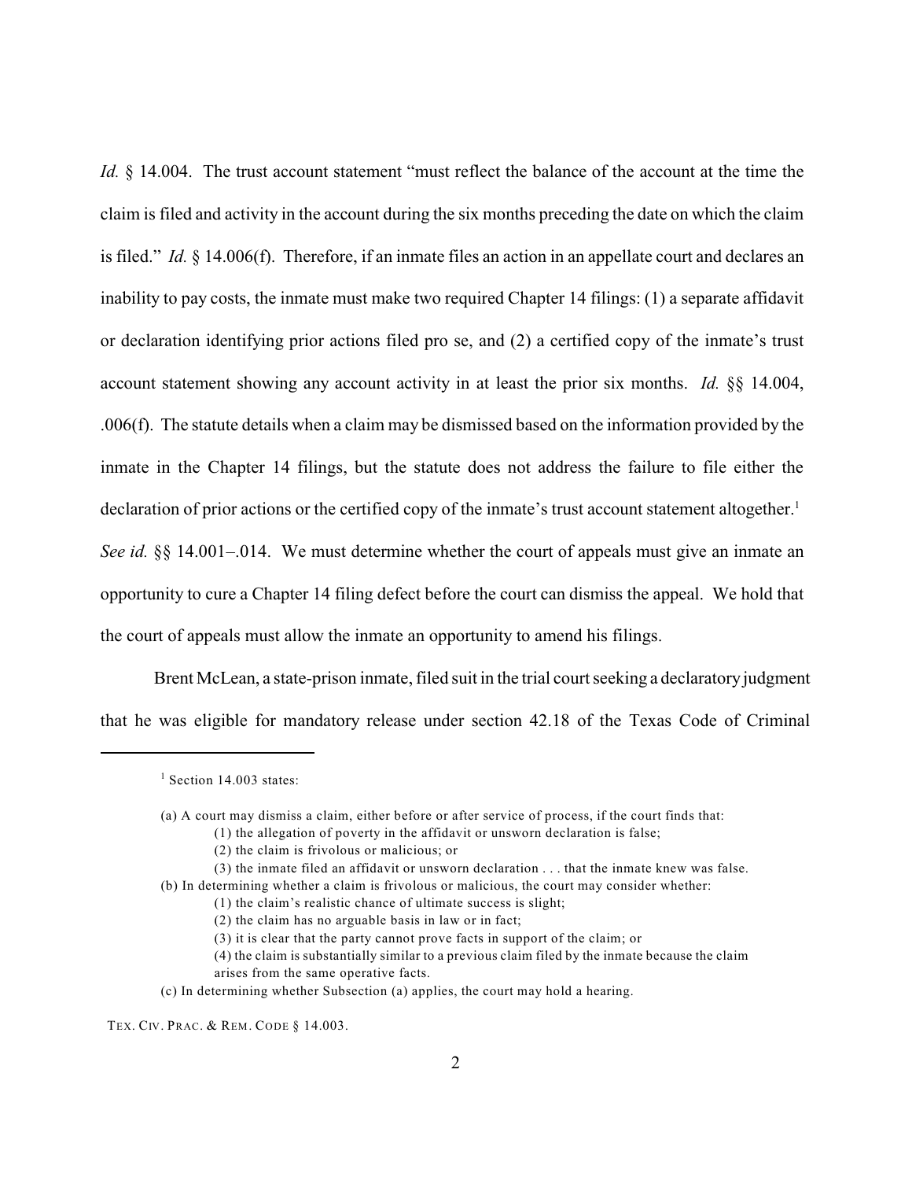*Id.* § 14.004. The trust account statement "must reflect the balance of the account at the time the claim is filed and activity in the account during the six months preceding the date on which the claim is filed." *Id.* § 14.006(f). Therefore, if an inmate files an action in an appellate court and declares an inability to pay costs, the inmate must make two required Chapter 14 filings: (1) a separate affidavit or declaration identifying prior actions filed pro se, and (2) a certified copy of the inmate's trust account statement showing any account activity in at least the prior six months. *Id.* §§ 14.004, .006(f). The statute details when a claim may be dismissed based on the information provided by the inmate in the Chapter 14 filings, but the statute does not address the failure to file either the declaration of prior actions or the certified copy of the inmate's trust account statement altogether.[1] *See id.* §§ 14.001–.014. We must determine whether the court of appeals must give an inmate an opportunity to cure a Chapter 14 filing defect before the court can dismiss the appeal. We hold that the court of appeals must allow the inmate an opportunity to amend his filings.

Brent McLean, a state-prison inmate, filed suit in the trial court seeking a declaratory judgment that he was eligible for mandatory release under section 42.18 of the Texas Code of Criminal

---

[1] Section 14.003 states:

(a) A court may dismiss a claim, either before or after service of process, if the court finds that:
  (1) the allegation of poverty in the affidavit or unsworn declaration is false;
  (2) the claim is frivolous or malicious; or
  (3) the inmate filed an affidavit or unsworn declaration . . . that the inmate knew was false.
(b) In determining whether a claim is frivolous or malicious, the court may consider whether:
  (1) the claim's realistic chance of ultimate success is slight;
  (2) the claim has no arguable basis in law or in fact;
  (3) it is clear that the party cannot prove facts in support of the claim; or
  (4) the claim is substantially similar to a previous claim filed by the inmate because the claim arises from the same operative facts.
(c) In determining whether Subsection (a) applies, the court may hold a hearing.

TEX. CIV. PRAC. & REM. CODE § 14.003.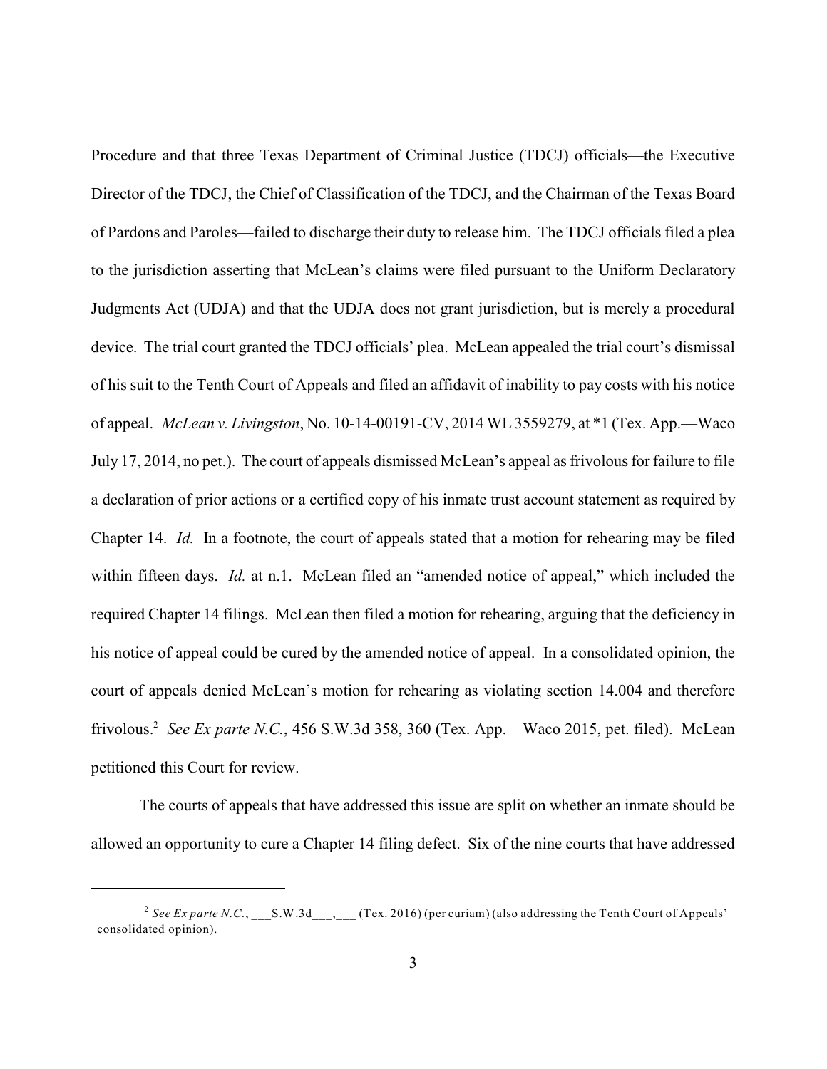Procedure and that three Texas Department of Criminal Justice (TDCJ) officials—the Executive Director of the TDCJ, the Chief of Classification of the TDCJ, and the Chairman of the Texas Board of Pardons and Paroles—failed to discharge their duty to release him. The TDCJ officials filed a plea to the jurisdiction asserting that McLean's claims were filed pursuant to the Uniform Declaratory Judgments Act (UDJA) and that the UDJA does not grant jurisdiction, but is merely a procedural device. The trial court granted the TDCJ officials' plea. McLean appealed the trial court's dismissal of his suit to the Tenth Court of Appeals and filed an affidavit of inability to pay costs with his notice of appeal. *McLean v. Livingston*, No. 10-14-00191-CV, 2014 WL 3559279, at *1 (Tex. App.—Waco July 17, 2014, no pet.). The court of appeals dismissed McLean's appeal as frivolous for failure to file a declaration of prior actions or a certified copy of his inmate trust account statement as required by Chapter 14. *Id.* In a footnote, the court of appeals stated that a motion for rehearing may be filed within fifteen days. *Id.* at n.1. McLean filed an "amended notice of appeal," which included the required Chapter 14 filings. McLean then filed a motion for rehearing, arguing that the deficiency in his notice of appeal could be cured by the amended notice of appeal. In a consolidated opinion, the court of appeals denied McLean's motion for rehearing as violating section 14.004 and therefore frivolous.[2] *See Ex parte N.C.*, 456 S.W.3d 358, 360 (Tex. App.—Waco 2015, pet. filed). McLean petitioned this Court for review.

The courts of appeals that have addressed this issue are split on whether an inmate should be allowed an opportunity to cure a Chapter 14 filing defect. Six of the nine courts that have addressed

---

[2] *See Ex parte N.C.*, ___S.W.3d___,___ (Tex. 2016) (per curiam) (also addressing the Tenth Court of Appeals' consolidated opinion).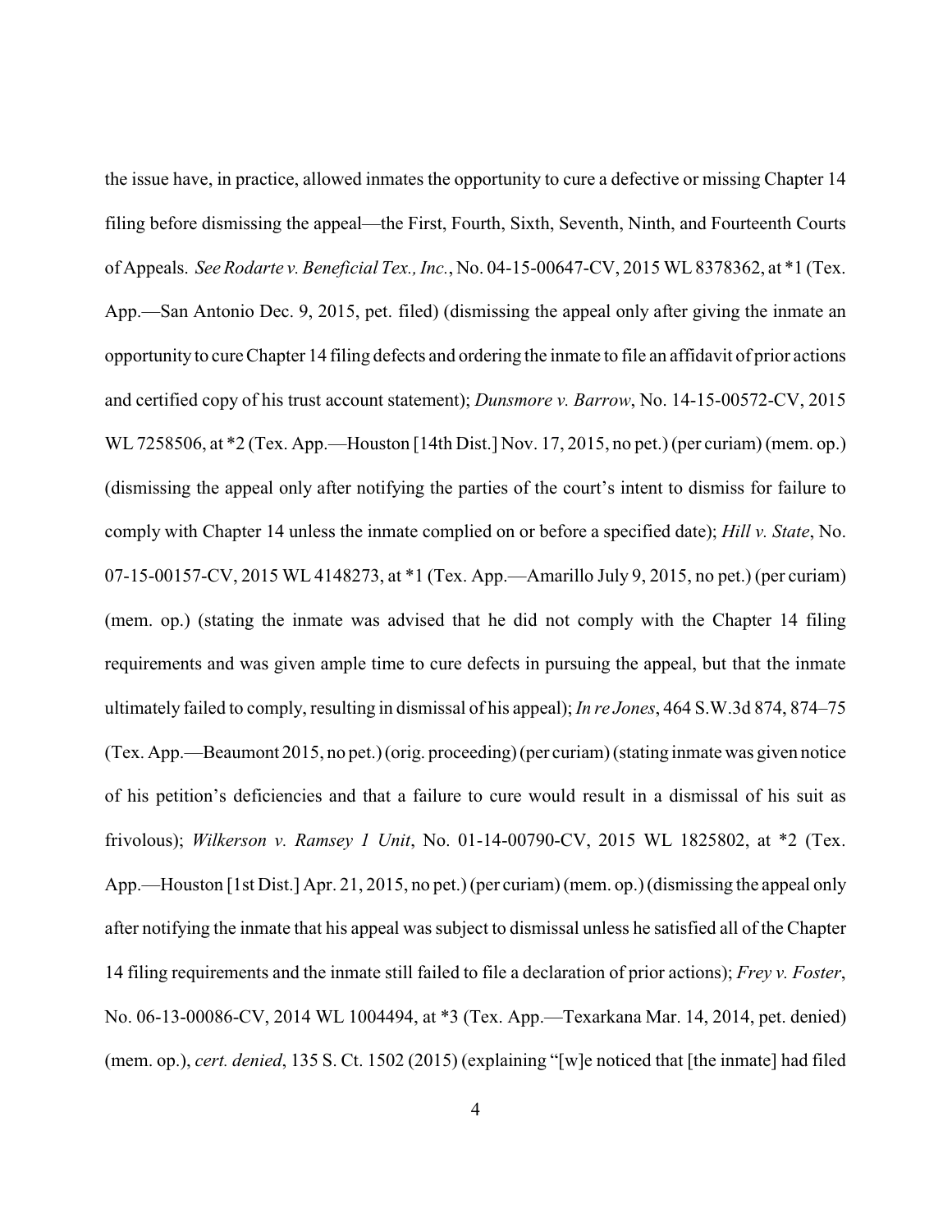the issue have, in practice, allowed inmates the opportunity to cure a defective or missing Chapter 14 filing before dismissing the appeal—the First, Fourth, Sixth, Seventh, Ninth, and Fourteenth Courts of Appeals. *See Rodarte v. Beneficial Tex., Inc.*, No. 04-15-00647-CV, 2015 WL 8378362, at *1 (Tex. App.—San Antonio Dec. 9, 2015, pet. filed) (dismissing the appeal only after giving the inmate an opportunity to cure Chapter 14 filing defects and ordering the inmate to file an affidavit of prior actions and certified copy of his trust account statement); *Dunsmore v. Barrow*, No. 14-15-00572-CV, 2015 WL 7258506, at *2 (Tex. App.—Houston [14th Dist.] Nov. 17, 2015, no pet.) (per curiam) (mem. op.) (dismissing the appeal only after notifying the parties of the court's intent to dismiss for failure to comply with Chapter 14 unless the inmate complied on or before a specified date); *Hill v. State*, No. 07-15-00157-CV, 2015 WL 4148273, at *1 (Tex. App.—Amarillo July 9, 2015, no pet.) (per curiam) (mem. op.) (stating the inmate was advised that he did not comply with the Chapter 14 filing requirements and was given ample time to cure defects in pursuing the appeal, but that the inmate ultimately failed to comply, resulting in dismissal of his appeal); *In re Jones*, 464 S.W.3d 874, 874–75 (Tex. App.—Beaumont 2015, no pet.) (orig. proceeding) (per curiam) (stating inmate was given notice of his petition's deficiencies and that a failure to cure would result in a dismissal of his suit as frivolous); *Wilkerson v. Ramsey 1 Unit*, No. 01-14-00790-CV, 2015 WL 1825802, at *2 (Tex. App.—Houston [1st Dist.] Apr. 21, 2015, no pet.) (per curiam) (mem. op.) (dismissing the appeal only after notifying the inmate that his appeal was subject to dismissal unless he satisfied all of the Chapter 14 filing requirements and the inmate still failed to file a declaration of prior actions); *Frey v. Foster*, No. 06-13-00086-CV, 2014 WL 1004494, at *3 (Tex. App.—Texarkana Mar. 14, 2014, pet. denied) (mem. op.), *cert. denied*, 135 S. Ct. 1502 (2015) (explaining "[w]e noticed that [the inmate] had filed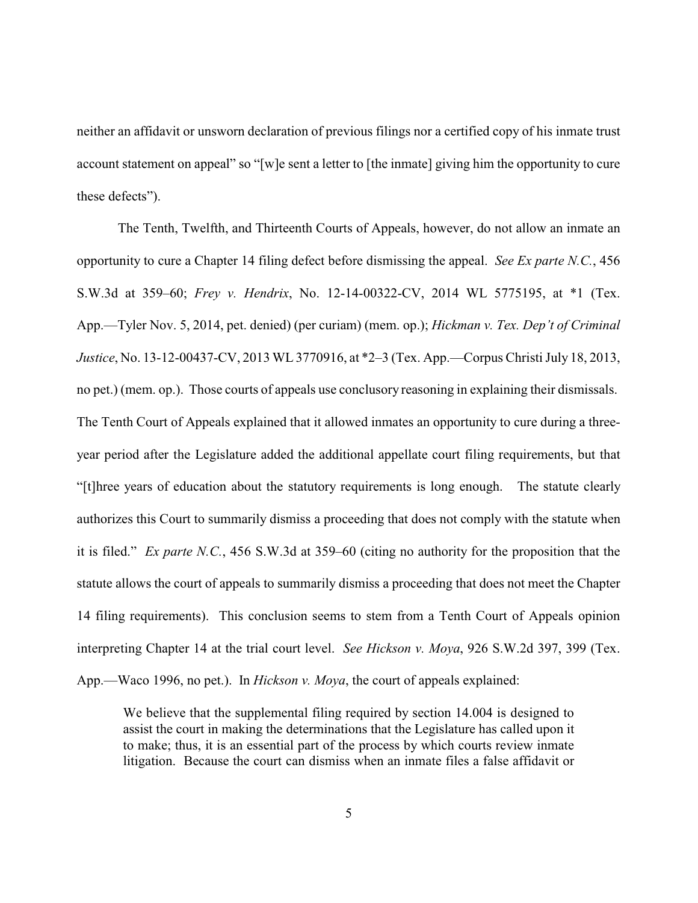neither an affidavit or unsworn declaration of previous filings nor a certified copy of his inmate trust account statement on appeal" so "[w]e sent a letter to [the inmate] giving him the opportunity to cure these defects").

The Tenth, Twelfth, and Thirteenth Courts of Appeals, however, do not allow an inmate an opportunity to cure a Chapter 14 filing defect before dismissing the appeal. *See Ex parte N.C.*, 456 S.W.3d at 359–60; *Frey v. Hendrix*, No. 12-14-00322-CV, 2014 WL 5775195, at *1 (Tex. App.—Tyler Nov. 5, 2014, pet. denied) (per curiam) (mem. op.); *Hickman v. Tex. Dep't of Criminal Justice*, No. 13-12-00437-CV, 2013 WL 3770916, at *2–3 (Tex. App.—Corpus Christi July 18, 2013, no pet.) (mem. op.). Those courts of appeals use conclusory reasoning in explaining their dismissals. The Tenth Court of Appeals explained that it allowed inmates an opportunity to cure during a three-year period after the Legislature added the additional appellate court filing requirements, but that "[t]hree years of education about the statutory requirements is long enough. The statute clearly authorizes this Court to summarily dismiss a proceeding that does not comply with the statute when it is filed." *Ex parte N.C.*, 456 S.W.3d at 359–60 (citing no authority for the proposition that the statute allows the court of appeals to summarily dismiss a proceeding that does not meet the Chapter 14 filing requirements). This conclusion seems to stem from a Tenth Court of Appeals opinion interpreting Chapter 14 at the trial court level. *See Hickson v. Moya*, 926 S.W.2d 397, 399 (Tex. App.—Waco 1996, no pet.). In *Hickson v. Moya*, the court of appeals explained:

> We believe that the supplemental filing required by section 14.004 is designed to assist the court in making the determinations that the Legislature has called upon it to make; thus, it is an essential part of the process by which courts review inmate litigation. Because the court can dismiss when an inmate files a false affidavit or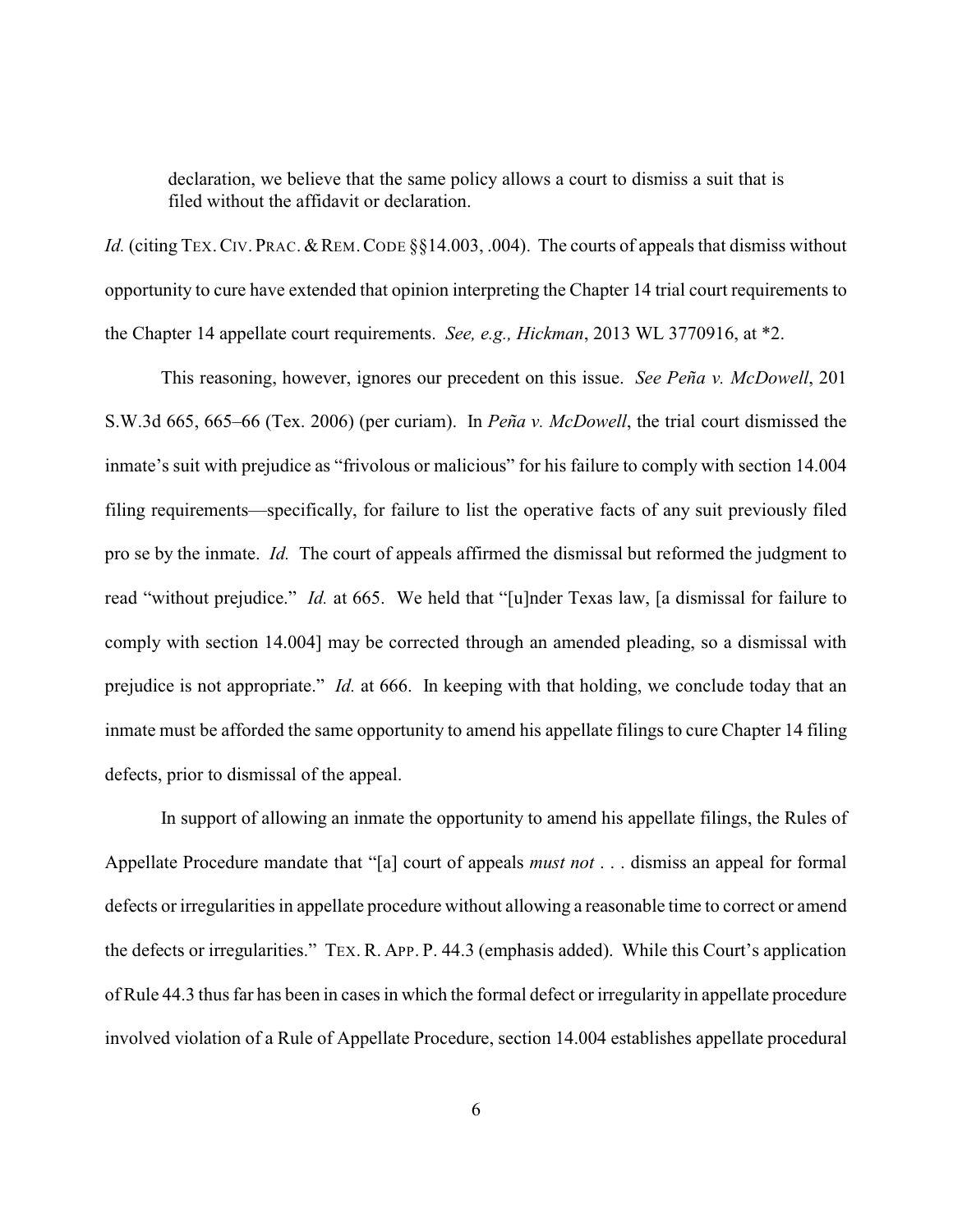> declaration, we believe that the same policy allows a court to dismiss a suit that is filed without the affidavit or declaration.

*Id.* (citing TEX. CIV. PRAC. & REM. CODE §§14.003, .004). The courts of appeals that dismiss without opportunity to cure have extended that opinion interpreting the Chapter 14 trial court requirements to the Chapter 14 appellate court requirements. *See, e.g., Hickman*, 2013 WL 3770916, at *2.

This reasoning, however, ignores our precedent on this issue. *See Peña v. McDowell*, 201 S.W.3d 665, 665–66 (Tex. 2006) (per curiam). In *Peña v. McDowell*, the trial court dismissed the inmate's suit with prejudice as "frivolous or malicious" for his failure to comply with section 14.004 filing requirements—specifically, for failure to list the operative facts of any suit previously filed pro se by the inmate. *Id.* The court of appeals affirmed the dismissal but reformed the judgment to read "without prejudice." *Id.* at 665. We held that "[u]nder Texas law, [a dismissal for failure to comply with section 14.004] may be corrected through an amended pleading, so a dismissal with prejudice is not appropriate." *Id.* at 666. In keeping with that holding, we conclude today that an inmate must be afforded the same opportunity to amend his appellate filings to cure Chapter 14 filing defects, prior to dismissal of the appeal.

In support of allowing an inmate the opportunity to amend his appellate filings, the Rules of Appellate Procedure mandate that "[a] court of appeals *must not* . . . dismiss an appeal for formal defects or irregularities in appellate procedure without allowing a reasonable time to correct or amend the defects or irregularities." TEX. R. APP. P. 44.3 (emphasis added). While this Court's application of Rule 44.3 thus far has been in cases in which the formal defect or irregularity in appellate procedure involved violation of a Rule of Appellate Procedure, section 14.004 establishes appellate procedural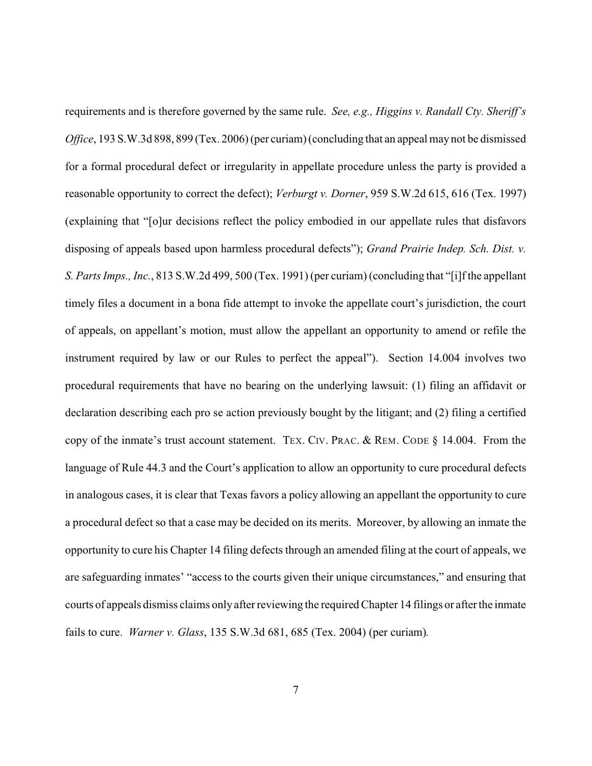requirements and is therefore governed by the same rule. *See, e.g., Higgins v. Randall Cty. Sheriff's Office*, 193 S.W.3d 898, 899 (Tex. 2006) (per curiam) (concluding that an appeal may not be dismissed for a formal procedural defect or irregularity in appellate procedure unless the party is provided a reasonable opportunity to correct the defect); *Verburgt v. Dorner*, 959 S.W.2d 615, 616 (Tex. 1997) (explaining that "[o]ur decisions reflect the policy embodied in our appellate rules that disfavors disposing of appeals based upon harmless procedural defects"); *Grand Prairie Indep. Sch. Dist. v. S. Parts Imps., Inc.*, 813 S.W.2d 499, 500 (Tex. 1991) (per curiam) (concluding that "[i]f the appellant timely files a document in a bona fide attempt to invoke the appellate court's jurisdiction, the court of appeals, on appellant's motion, must allow the appellant an opportunity to amend or refile the instrument required by law or our Rules to perfect the appeal"). Section 14.004 involves two procedural requirements that have no bearing on the underlying lawsuit: (1) filing an affidavit or declaration describing each pro se action previously bought by the litigant; and (2) filing a certified copy of the inmate's trust account statement. TEX. CIV. PRAC. & REM. CODE § 14.004. From the language of Rule 44.3 and the Court's application to allow an opportunity to cure procedural defects in analogous cases, it is clear that Texas favors a policy allowing an appellant the opportunity to cure a procedural defect so that a case may be decided on its merits. Moreover, by allowing an inmate the opportunity to cure his Chapter 14 filing defects through an amended filing at the court of appeals, we are safeguarding inmates' "access to the courts given their unique circumstances," and ensuring that courts of appeals dismiss claims only after reviewing the required Chapter 14 filings or after the inmate fails to cure. *Warner v. Glass*, 135 S.W.3d 681, 685 (Tex. 2004) (per curiam).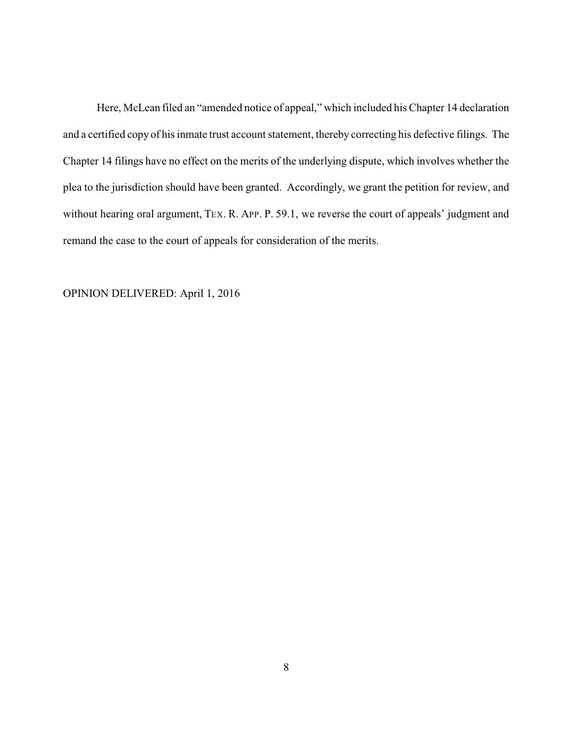Here, McLean filed an "amended notice of appeal," which included his Chapter 14 declaration and a certified copy of his inmate trust account statement, thereby correcting his defective filings. The Chapter 14 filings have no effect on the merits of the underlying dispute, which involves whether the plea to the jurisdiction should have been granted. Accordingly, we grant the petition for review, and without hearing oral argument, TEX. R. APP. P. 59.1, we reverse the court of appeals' judgment and remand the case to the court of appeals for consideration of the merits.

OPINION DELIVERED: April 1, 2016